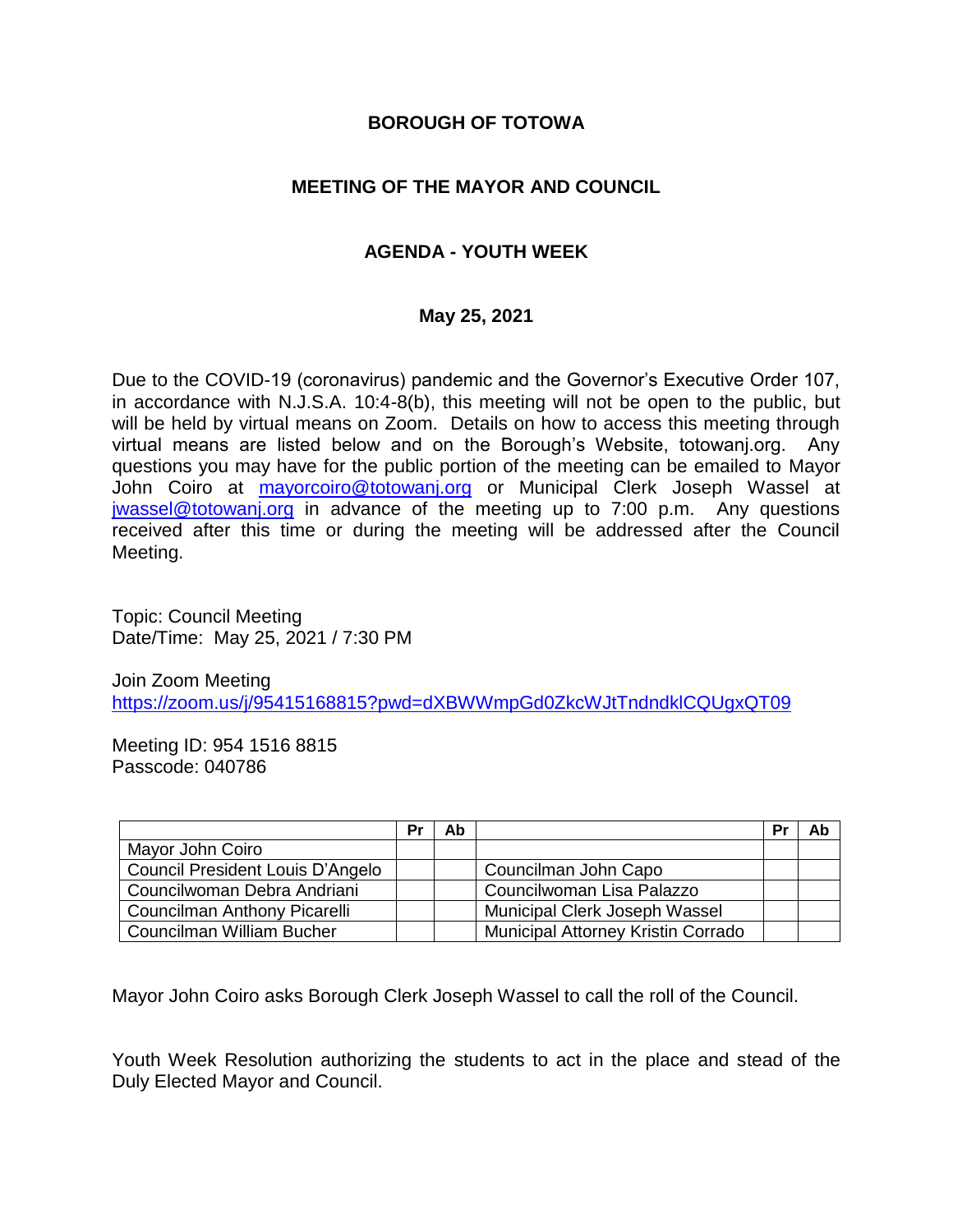# BOROUGH OF TOTOWA

## MEETING OF THE MAYOR AND COUNCIL

## AGENDA - YOUTH WEEK

### May 25, 2021

Due to the COVID-19 (coronavirus) pandemic and the Governor's Executive Order 107, in accordance with N.J.S.A. 10:4-8(b), this meeting will not be open to the public, but will be held by virtual means on Zoom. Details on how to access this meeting through virtual means are listed below and on the Borough's Website, totowanj.org. Any questions you may have for the public portion of the meeting can be emailed to Mayor John Coiro at mayorcoiro@totowanj.org or Municipal Clerk Joseph Wassel at jwassel@totowanj.org in advance of the meeting up to 7:00 p.m. Any questions received after this time or during the meeting will be addressed after the Council Meeting.

Topic: Council Meeting
Date/Time: May 25, 2021 / 7:30 PM

Join Zoom Meeting
https://zoom.us/j/95415168815?pwd=dXBWWmpGd0ZkcWJtTndndklCQUgxQT09

Meeting ID: 954 1516 8815
Passcode: 040786

| | Pr | Ab | | Pr | Ab |
|---|---|---|---|---|---|
| Mayor John Coiro | | | | | |
| Council President Louis D'Angelo | | | Councilman John Capo | | |
| Councilwoman Debra Andriani | | | Councilwoman Lisa Palazzo | | |
| Councilman Anthony Picarelli | | | Municipal Clerk Joseph Wassel | | |
| Councilman William Bucher | | | Municipal Attorney Kristin Corrado | | |

Mayor John Coiro asks Borough Clerk Joseph Wassel to call the roll of the Council.

Youth Week Resolution authorizing the students to act in the place and stead of the Duly Elected Mayor and Council.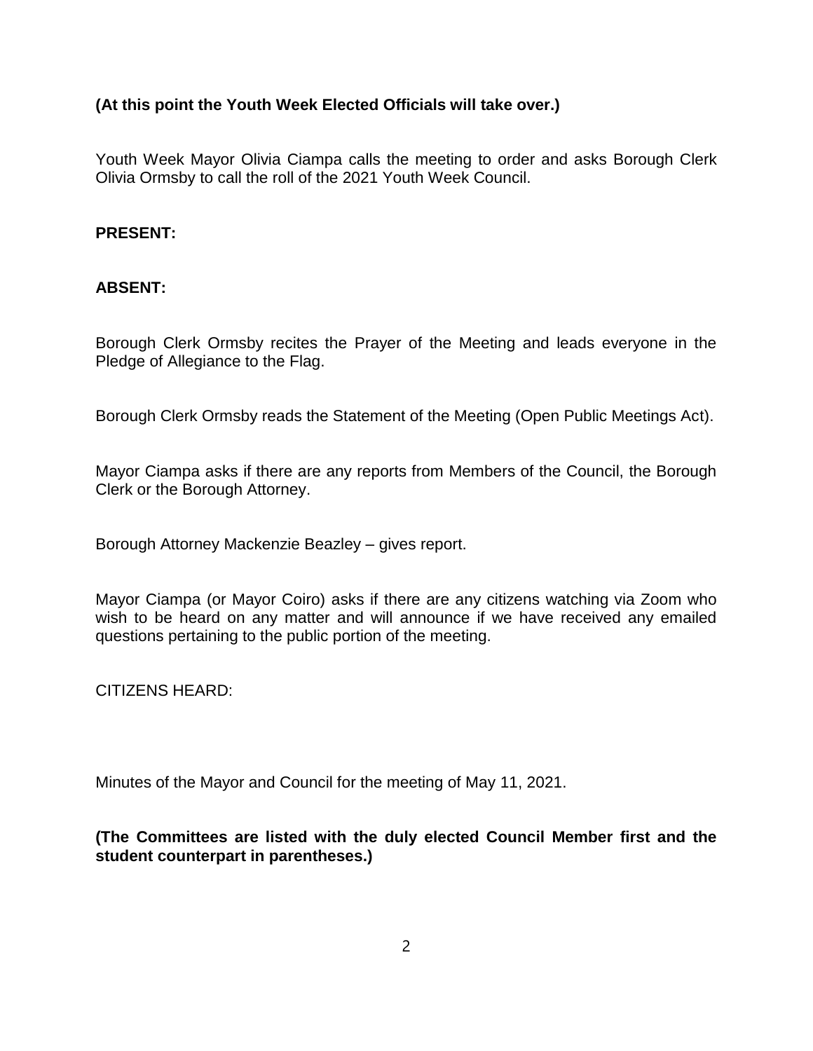**(At this point the Youth Week Elected Officials will take over.)**

Youth Week Mayor Olivia Ciampa calls the meeting to order and asks Borough Clerk Olivia Ormsby to call the roll of the 2021 Youth Week Council.

**PRESENT:**

**ABSENT:**

Borough Clerk Ormsby recites the Prayer of the Meeting and leads everyone in the Pledge of Allegiance to the Flag.

Borough Clerk Ormsby reads the Statement of the Meeting (Open Public Meetings Act).

Mayor Ciampa asks if there are any reports from Members of the Council, the Borough Clerk or the Borough Attorney.

Borough Attorney Mackenzie Beazley – gives report.

Mayor Ciampa (or Mayor Coiro) asks if there are any citizens watching via Zoom who wish to be heard on any matter and will announce if we have received any emailed questions pertaining to the public portion of the meeting.

CITIZENS HEARD:

Minutes of the Mayor and Council for the meeting of May 11, 2021.

**(The Committees are listed with the duly elected Council Member first and the student counterpart in parentheses.)**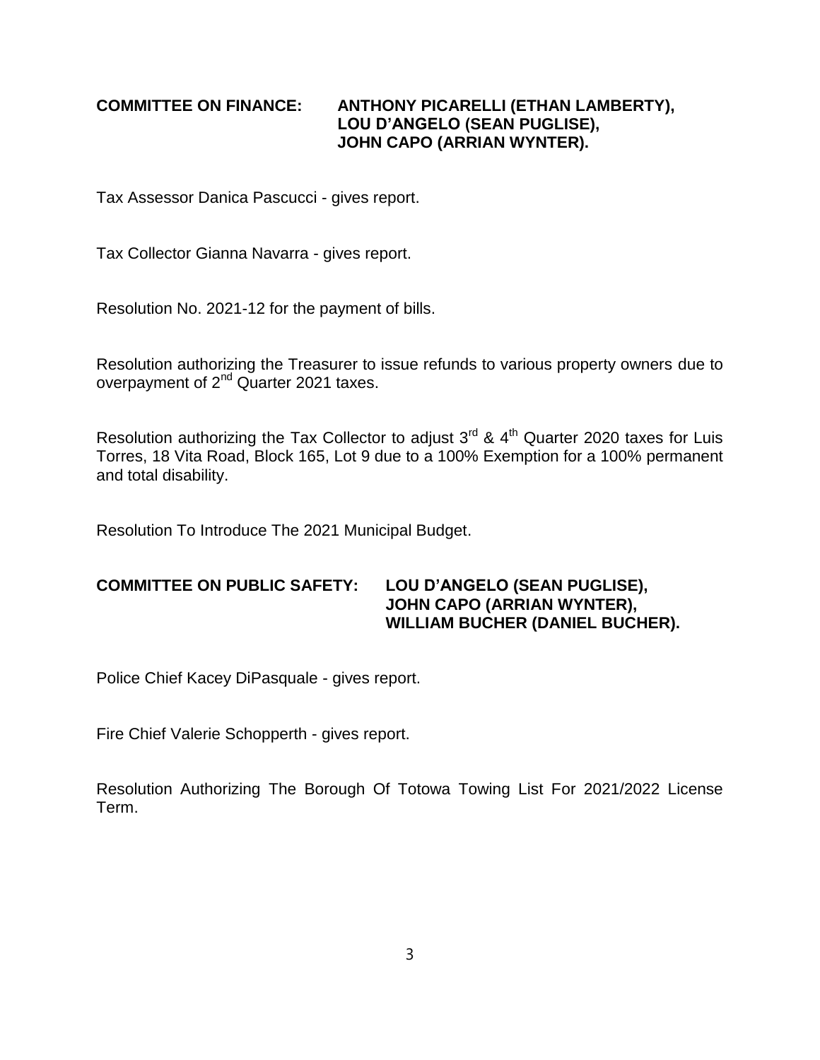**COMMITTEE ON FINANCE: ANTHONY PICARELLI (ETHAN LAMBERTY), LOU D'ANGELO (SEAN PUGLISE), JOHN CAPO (ARRIAN WYNTER).**

Tax Assessor Danica Pascucci - gives report.

Tax Collector Gianna Navarra - gives report.

Resolution No. 2021-12 for the payment of bills.

Resolution authorizing the Treasurer to issue refunds to various property owners due to overpayment of 2nd Quarter 2021 taxes.

Resolution authorizing the Tax Collector to adjust 3rd & 4th Quarter 2020 taxes for Luis Torres, 18 Vita Road, Block 165, Lot 9 due to a 100% Exemption for a 100% permanent and total disability.

Resolution To Introduce The 2021 Municipal Budget.

**COMMITTEE ON PUBLIC SAFETY: LOU D'ANGELO (SEAN PUGLISE), JOHN CAPO (ARRIAN WYNTER), WILLIAM BUCHER (DANIEL BUCHER).**

Police Chief Kacey DiPasquale - gives report.

Fire Chief Valerie Schopperth - gives report.

Resolution Authorizing The Borough Of Totowa Towing List For 2021/2022 License Term.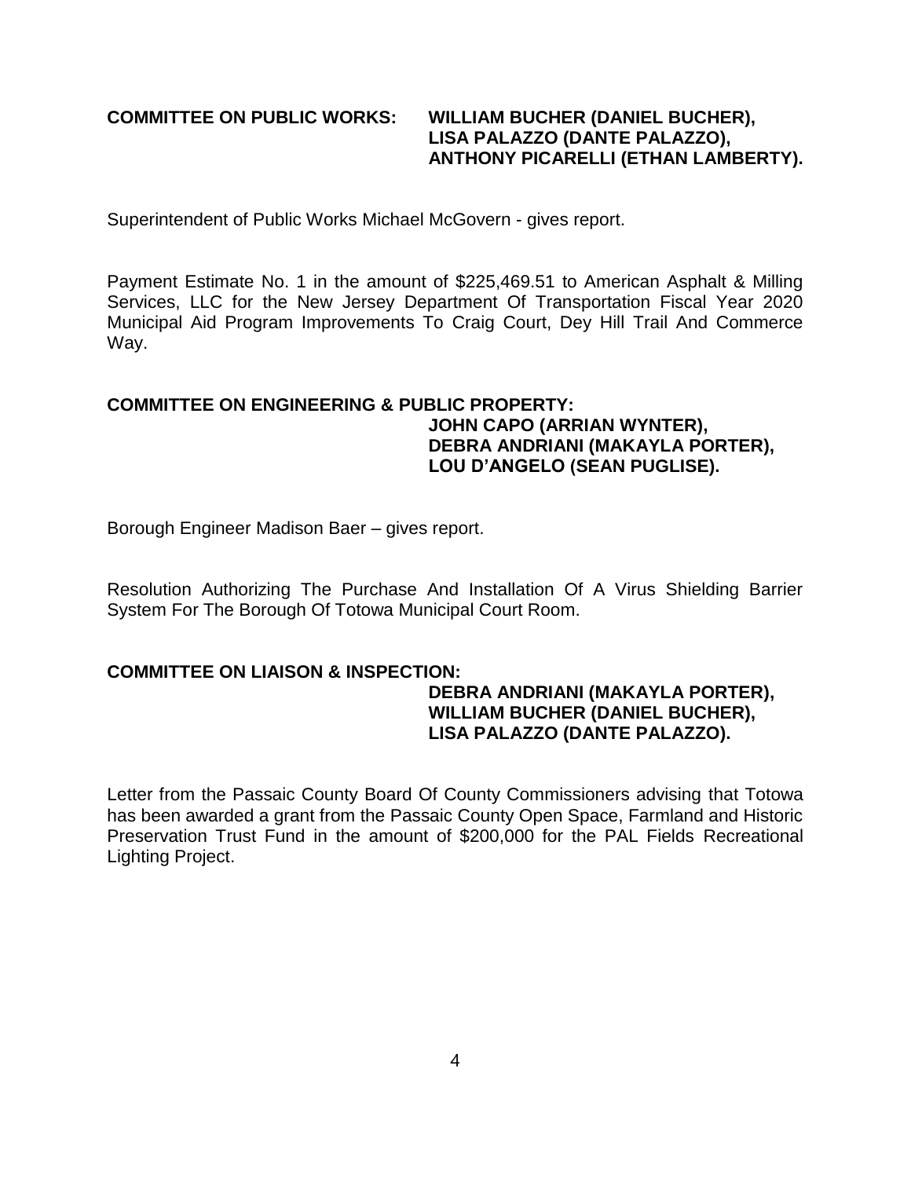**COMMITTEE ON PUBLIC WORKS: WILLIAM BUCHER (DANIEL BUCHER), LISA PALAZZO (DANTE PALAZZO), ANTHONY PICARELLI (ETHAN LAMBERTY).**

Superintendent of Public Works Michael McGovern - gives report.

Payment Estimate No. 1 in the amount of $225,469.51 to American Asphalt & Milling Services, LLC for the New Jersey Department Of Transportation Fiscal Year 2020 Municipal Aid Program Improvements To Craig Court, Dey Hill Trail And Commerce Way.

**COMMITTEE ON ENGINEERING & PUBLIC PROPERTY: JOHN CAPO (ARRIAN WYNTER), DEBRA ANDRIANI (MAKAYLA PORTER), LOU D'ANGELO (SEAN PUGLISE).**

Borough Engineer Madison Baer – gives report.

Resolution Authorizing The Purchase And Installation Of A Virus Shielding Barrier System For The Borough Of Totowa Municipal Court Room.

**COMMITTEE ON LIAISON & INSPECTION: DEBRA ANDRIANI (MAKAYLA PORTER), WILLIAM BUCHER (DANIEL BUCHER), LISA PALAZZO (DANTE PALAZZO).**

Letter from the Passaic County Board Of County Commissioners advising that Totowa has been awarded a grant from the Passaic County Open Space, Farmland and Historic Preservation Trust Fund in the amount of $200,000 for the PAL Fields Recreational Lighting Project.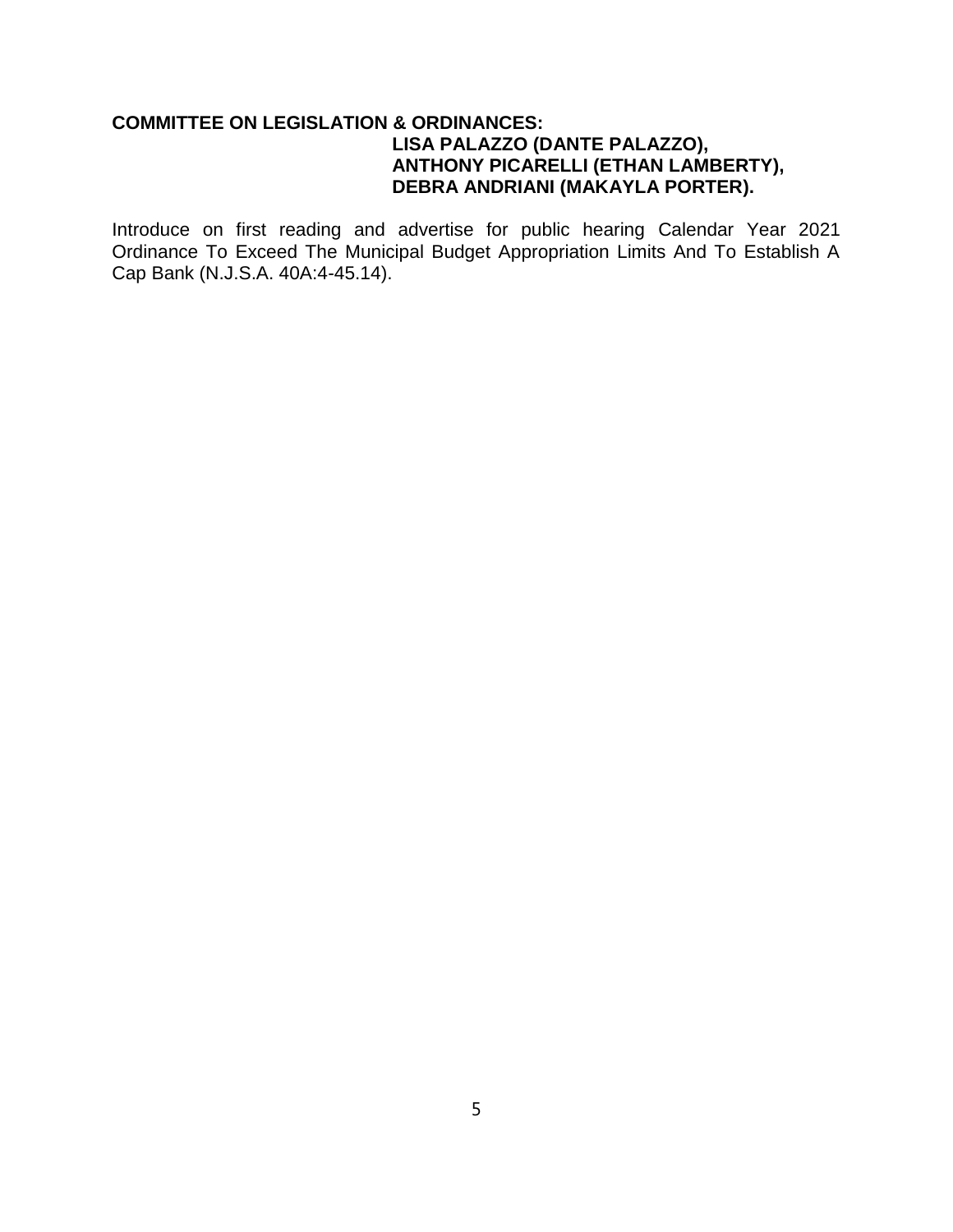**COMMITTEE ON LEGISLATION & ORDINANCES:**
**LISA PALAZZO (DANTE PALAZZO),**
**ANTHONY PICARELLI (ETHAN LAMBERTY),**
**DEBRA ANDRIANI (MAKAYLA PORTER).**

Introduce on first reading and advertise for public hearing Calendar Year 2021 Ordinance To Exceed The Municipal Budget Appropriation Limits And To Establish A Cap Bank (N.J.S.A. 40A:4-45.14).